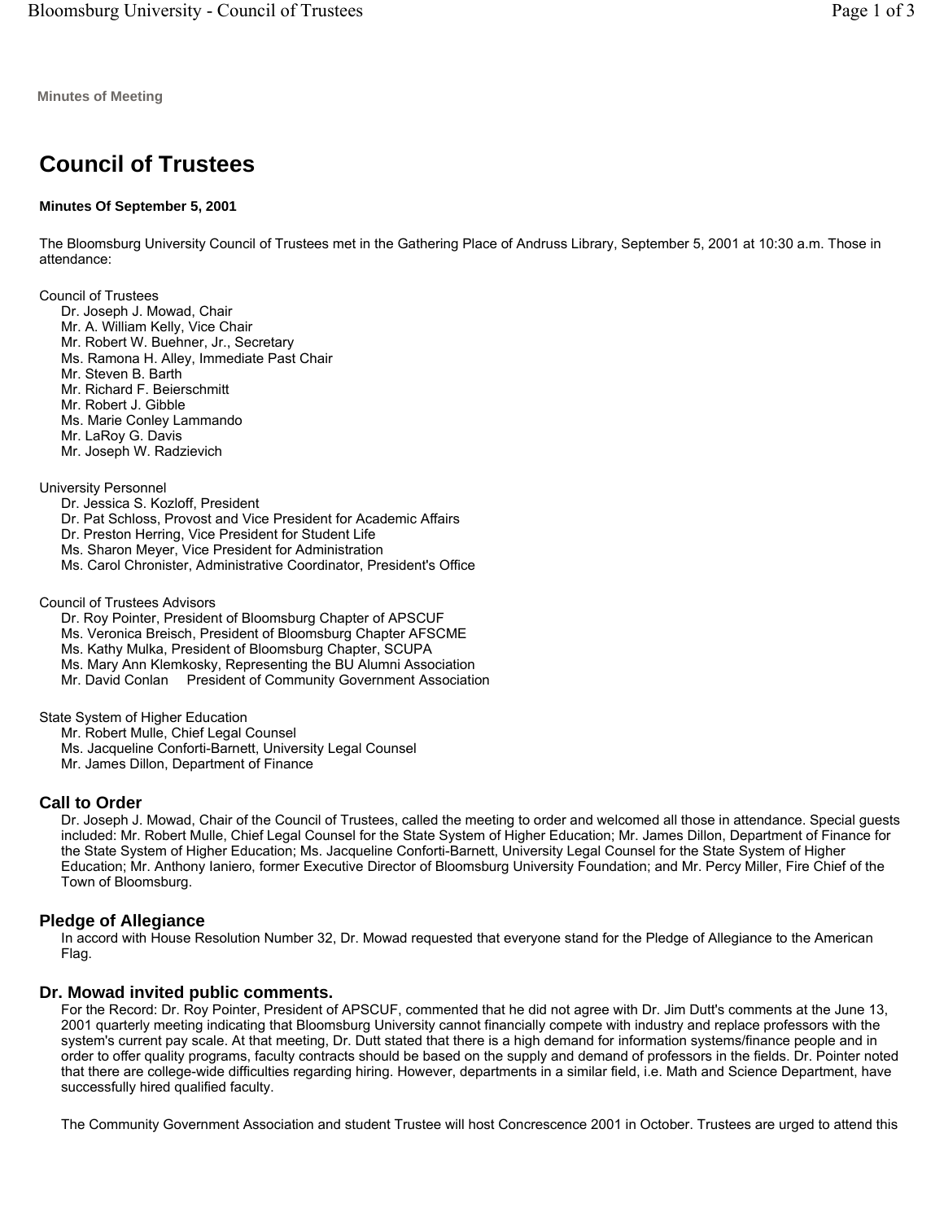**Minutes of Meeting**

# Council of Trustees

**Minutes Of September 5, 2001**

The Bloomsburg University Council of Trustees met in the Gathering Place of Andruss Library, September 5, 2001 at 10:30 a.m. Those in attendance:

Council of Trustees
- Dr. Joseph J. Mowad, Chair
- Mr. A. William Kelly, Vice Chair
- Mr. Robert W. Buehner, Jr., Secretary
- Ms. Ramona H. Alley, Immediate Past Chair
- Mr. Steven B. Barth
- Mr. Richard F. Beierschmitt
- Mr. Robert J. Gibble
- Ms. Marie Conley Lammando
- Mr. LaRoy G. Davis
- Mr. Joseph W. Radzievich

University Personnel
- Dr. Jessica S. Kozloff, President
- Dr. Pat Schloss, Provost and Vice President for Academic Affairs
- Dr. Preston Herring, Vice President for Student Life
- Ms. Sharon Meyer, Vice President for Administration
- Ms. Carol Chronister, Administrative Coordinator, President's Office

Council of Trustees Advisors
- Dr. Roy Pointer, President of Bloomsburg Chapter of APSCUF
- Ms. Veronica Breisch, President of Bloomsburg Chapter AFSCME
- Ms. Kathy Mulka, President of Bloomsburg Chapter, SCUPA
- Ms. Mary Ann Klemkosky, Representing the BU Alumni Association
- Mr. David Conlan President of Community Government Association

State System of Higher Education
- Mr. Robert Mulle, Chief Legal Counsel
- Ms. Jacqueline Conforti-Barnett, University Legal Counsel
- Mr. James Dillon, Department of Finance

## Call to Order

Dr. Joseph J. Mowad, Chair of the Council of Trustees, called the meeting to order and welcomed all those in attendance. Special guests included: Mr. Robert Mulle, Chief Legal Counsel for the State System of Higher Education; Mr. James Dillon, Department of Finance for the State System of Higher Education; Ms. Jacqueline Conforti-Barnett, University Legal Counsel for the State System of Higher Education; Mr. Anthony Ianiero, former Executive Director of Bloomsburg University Foundation; and Mr. Percy Miller, Fire Chief of the Town of Bloomsburg.

## Pledge of Allegiance

In accord with House Resolution Number 32, Dr. Mowad requested that everyone stand for the Pledge of Allegiance to the American Flag.

## Dr. Mowad invited public comments.

For the Record: Dr. Roy Pointer, President of APSCUF, commented that he did not agree with Dr. Jim Dutt's comments at the June 13, 2001 quarterly meeting indicating that Bloomsburg University cannot financially compete with industry and replace professors with the system's current pay scale. At that meeting, Dr. Dutt stated that there is a high demand for information systems/finance people and in order to offer quality programs, faculty contracts should be based on the supply and demand of professors in the fields. Dr. Pointer noted that there are college-wide difficulties regarding hiring. However, departments in a similar field, i.e. Math and Science Department, have successfully hired qualified faculty.

The Community Government Association and student Trustee will host Concrescence 2001 in October. Trustees are urged to attend this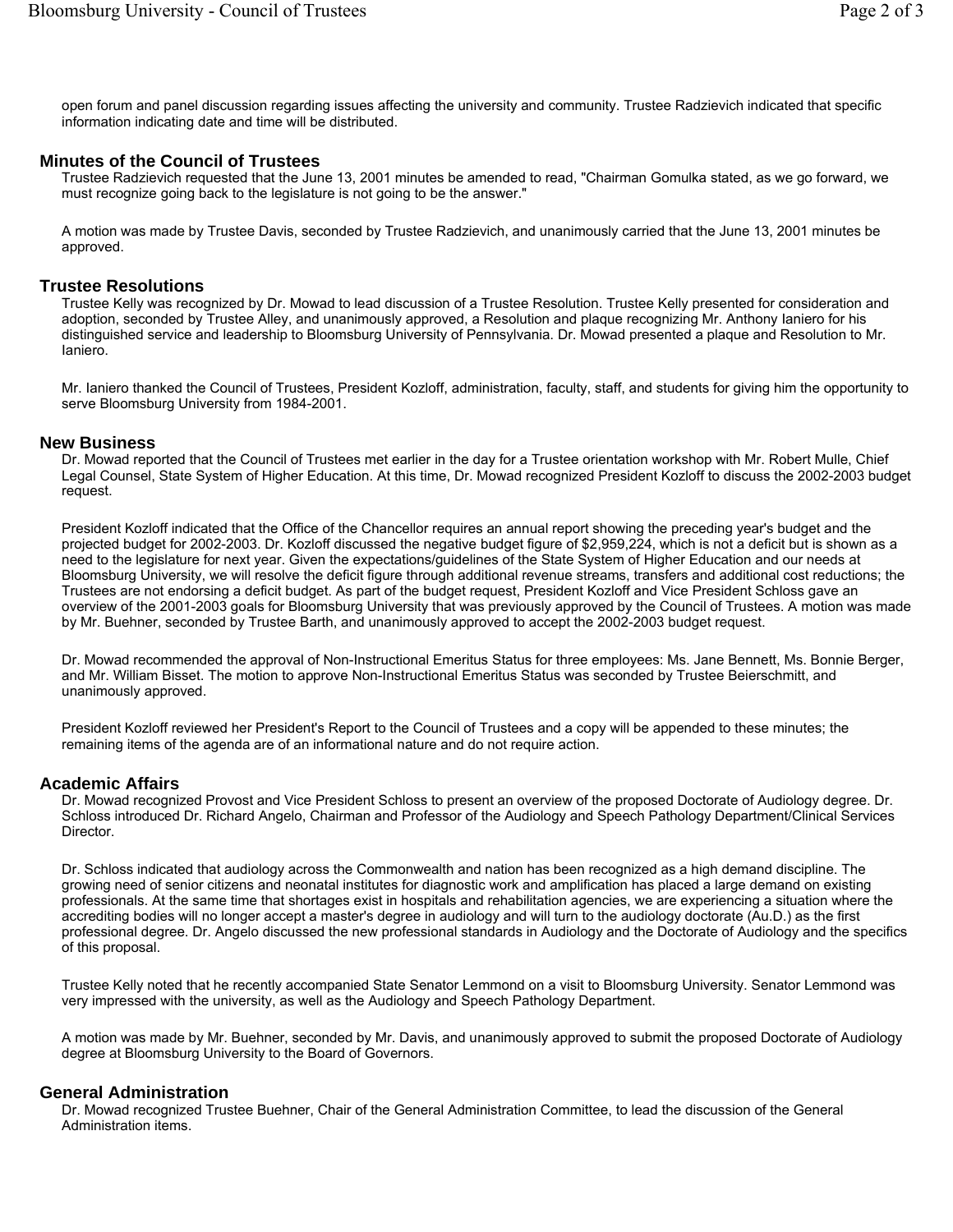open forum and panel discussion regarding issues affecting the university and community. Trustee Radzievich indicated that specific information indicating date and time will be distributed.

## Minutes of the Council of Trustees

Trustee Radzievich requested that the June 13, 2001 minutes be amended to read, "Chairman Gomulka stated, as we go forward, we must recognize going back to the legislature is not going to be the answer."

A motion was made by Trustee Davis, seconded by Trustee Radzievich, and unanimously carried that the June 13, 2001 minutes be approved.

## Trustee Resolutions

Trustee Kelly was recognized by Dr. Mowad to lead discussion of a Trustee Resolution. Trustee Kelly presented for consideration and adoption, seconded by Trustee Alley, and unanimously approved, a Resolution and plaque recognizing Mr. Anthony Ianiero for his distinguished service and leadership to Bloomsburg University of Pennsylvania. Dr. Mowad presented a plaque and Resolution to Mr. Ianiero.

Mr. Ianiero thanked the Council of Trustees, President Kozloff, administration, faculty, staff, and students for giving him the opportunity to serve Bloomsburg University from 1984-2001.

## New Business

Dr. Mowad reported that the Council of Trustees met earlier in the day for a Trustee orientation workshop with Mr. Robert Mulle, Chief Legal Counsel, State System of Higher Education. At this time, Dr. Mowad recognized President Kozloff to discuss the 2002-2003 budget request.

President Kozloff indicated that the Office of the Chancellor requires an annual report showing the preceding year's budget and the projected budget for 2002-2003. Dr. Kozloff discussed the negative budget figure of $2,959,224, which is not a deficit but is shown as a need to the legislature for next year. Given the expectations/guidelines of the State System of Higher Education and our needs at Bloomsburg University, we will resolve the deficit figure through additional revenue streams, transfers and additional cost reductions; the Trustees are not endorsing a deficit budget. As part of the budget request, President Kozloff and Vice President Schloss gave an overview of the 2001-2003 goals for Bloomsburg University that was previously approved by the Council of Trustees. A motion was made by Mr. Buehner, seconded by Trustee Barth, and unanimously approved to accept the 2002-2003 budget request.

Dr. Mowad recommended the approval of Non-Instructional Emeritus Status for three employees: Ms. Jane Bennett, Ms. Bonnie Berger, and Mr. William Bisset. The motion to approve Non-Instructional Emeritus Status was seconded by Trustee Beierschmitt, and unanimously approved.

President Kozloff reviewed her President's Report to the Council of Trustees and a copy will be appended to these minutes; the remaining items of the agenda are of an informational nature and do not require action.

## Academic Affairs

Dr. Mowad recognized Provost and Vice President Schloss to present an overview of the proposed Doctorate of Audiology degree. Dr. Schloss introduced Dr. Richard Angelo, Chairman and Professor of the Audiology and Speech Pathology Department/Clinical Services Director.

Dr. Schloss indicated that audiology across the Commonwealth and nation has been recognized as a high demand discipline. The growing need of senior citizens and neonatal institutes for diagnostic work and amplification has placed a large demand on existing professionals. At the same time that shortages exist in hospitals and rehabilitation agencies, we are experiencing a situation where the accrediting bodies will no longer accept a master's degree in audiology and will turn to the audiology doctorate (Au.D.) as the first professional degree. Dr. Angelo discussed the new professional standards in Audiology and the Doctorate of Audiology and the specifics of this proposal.

Trustee Kelly noted that he recently accompanied State Senator Lemmond on a visit to Bloomsburg University. Senator Lemmond was very impressed with the university, as well as the Audiology and Speech Pathology Department.

A motion was made by Mr. Buehner, seconded by Mr. Davis, and unanimously approved to submit the proposed Doctorate of Audiology degree at Bloomsburg University to the Board of Governors.

## General Administration

Dr. Mowad recognized Trustee Buehner, Chair of the General Administration Committee, to lead the discussion of the General Administration items.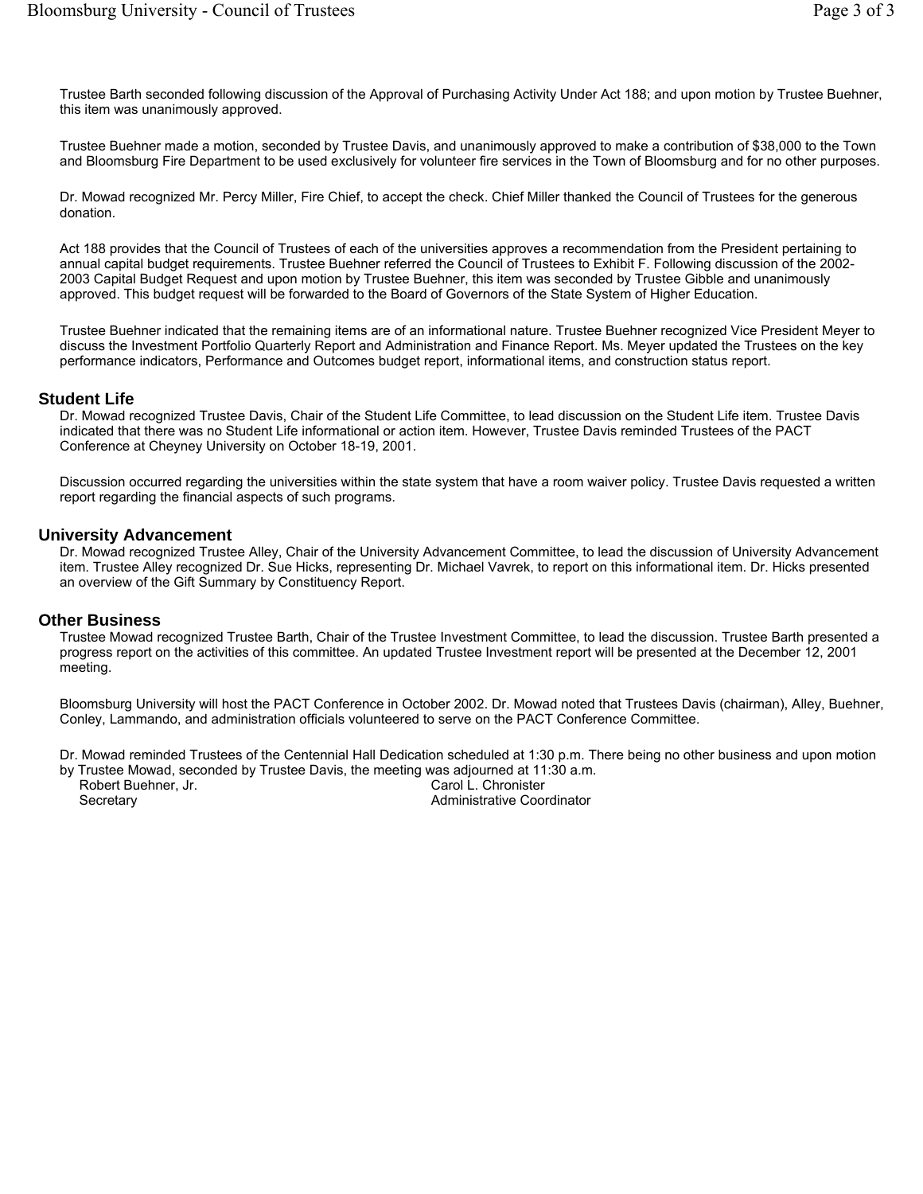Trustee Barth seconded following discussion of the Approval of Purchasing Activity Under Act 188; and upon motion by Trustee Buehner, this item was unanimously approved.

Trustee Buehner made a motion, seconded by Trustee Davis, and unanimously approved to make a contribution of $38,000 to the Town and Bloomsburg Fire Department to be used exclusively for volunteer fire services in the Town of Bloomsburg and for no other purposes.

Dr. Mowad recognized Mr. Percy Miller, Fire Chief, to accept the check. Chief Miller thanked the Council of Trustees for the generous donation.

Act 188 provides that the Council of Trustees of each of the universities approves a recommendation from the President pertaining to annual capital budget requirements. Trustee Buehner referred the Council of Trustees to Exhibit F. Following discussion of the 2002-2003 Capital Budget Request and upon motion by Trustee Buehner, this item was seconded by Trustee Gibble and unanimously approved. This budget request will be forwarded to the Board of Governors of the State System of Higher Education.

Trustee Buehner indicated that the remaining items are of an informational nature. Trustee Buehner recognized Vice President Meyer to discuss the Investment Portfolio Quarterly Report and Administration and Finance Report. Ms. Meyer updated the Trustees on the key performance indicators, Performance and Outcomes budget report, informational items, and construction status report.

## Student Life

Dr. Mowad recognized Trustee Davis, Chair of the Student Life Committee, to lead discussion on the Student Life item. Trustee Davis indicated that there was no Student Life informational or action item. However, Trustee Davis reminded Trustees of the PACT Conference at Cheyney University on October 18-19, 2001.

Discussion occurred regarding the universities within the state system that have a room waiver policy. Trustee Davis requested a written report regarding the financial aspects of such programs.

## University Advancement

Dr. Mowad recognized Trustee Alley, Chair of the University Advancement Committee, to lead the discussion of University Advancement item. Trustee Alley recognized Dr. Sue Hicks, representing Dr. Michael Vavrek, to report on this informational item. Dr. Hicks presented an overview of the Gift Summary by Constituency Report.

## Other Business

Trustee Mowad recognized Trustee Barth, Chair of the Trustee Investment Committee, to lead the discussion. Trustee Barth presented a progress report on the activities of this committee. An updated Trustee Investment report will be presented at the December 12, 2001 meeting.

Bloomsburg University will host the PACT Conference in October 2002. Dr. Mowad noted that Trustees Davis (chairman), Alley, Buehner, Conley, Lammando, and administration officials volunteered to serve on the PACT Conference Committee.

Dr. Mowad reminded Trustees of the Centennial Hall Dedication scheduled at 1:30 p.m. There being no other business and upon motion by Trustee Mowad, seconded by Trustee Davis, the meeting was adjourned at 11:30 a.m.

Robert Buehner, Jr.
Secretary

Carol L. Chronister
Administrative Coordinator